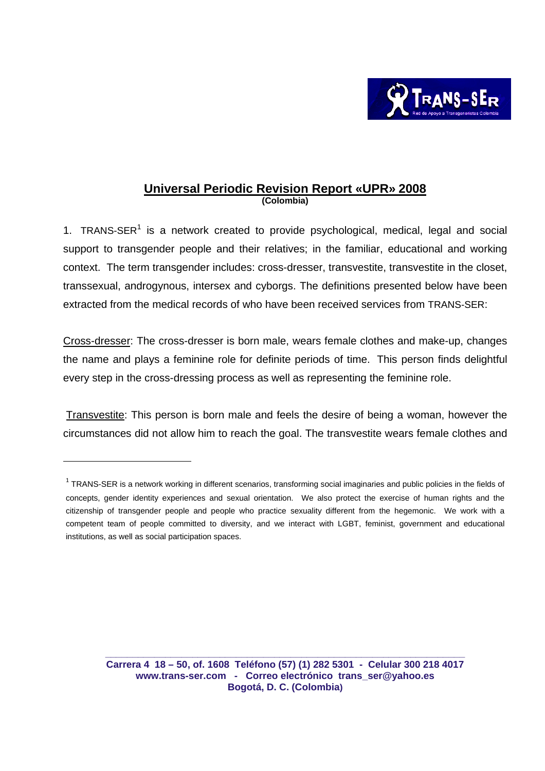## Universal Periodic Revision Report «UPR» 2008

**(Colombia)**

1. TRANS-SER[1] is a network created to provide psychological, medical, legal and social support to transgender people and their relatives; in the familiar, educational and working context. The term transgender includes: cross-dresser, transvestite, transvestite in the closet, transsexual, androgynous, intersex and cyborgs. The definitions presented below have been extracted from the medical records of who have been received services from TRANS-SER:

Cross-dresser: The cross-dresser is born male, wears female clothes and make-up, changes the name and plays a feminine role for definite periods of time. This person finds delightful every step in the cross-dressing process as well as representing the feminine role.

Transvestite: This person is born male and feels the desire of being a woman, however the circumstances did not allow him to reach the goal. The transvestite wears female clothes and

---

[1] TRANS-SER is a network working in different scenarios, transforming social imaginaries and public policies in the fields of concepts, gender identity experiences and sexual orientation. We also protect the exercise of human rights and the citizenship of transgender people and people who practice sexuality different from the hegemonic. We work with a competent team of people committed to diversity, and we interact with LGBT, feminist, government and educational institutions, as well as social participation spaces.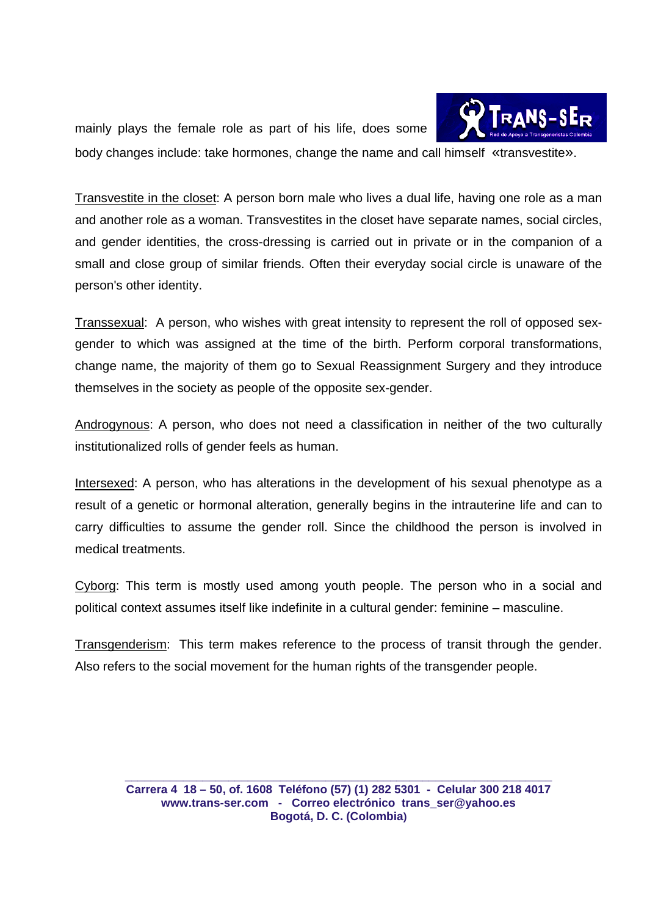mainly plays the female role as part of his life, does some body changes include: take hormones, change the name and call himself «transvestite».

Transvestite in the closet: A person born male who lives a dual life, having one role as a man and another role as a woman. Transvestites in the closet have separate names, social circles, and gender identities, the cross-dressing is carried out in private or in the companion of a small and close group of similar friends. Often their everyday social circle is unaware of the person's other identity.

Transsexual: A person, who wishes with great intensity to represent the roll of opposed sex-gender to which was assigned at the time of the birth. Perform corporal transformations, change name, the majority of them go to Sexual Reassignment Surgery and they introduce themselves in the society as people of the opposite sex-gender.

Androgynous: A person, who does not need a classification in neither of the two culturally institutionalized rolls of gender feels as human.

Intersexed: A person, who has alterations in the development of his sexual phenotype as a result of a genetic or hormonal alteration, generally begins in the intrauterine life and can to carry difficulties to assume the gender roll. Since the childhood the person is involved in medical treatments.

Cyborg: This term is mostly used among youth people. The person who in a social and political context assumes itself like indefinite in a cultural gender: feminine – masculine.

Transgenderism: This term makes reference to the process of transit through the gender. Also refers to the social movement for the human rights of the transgender people.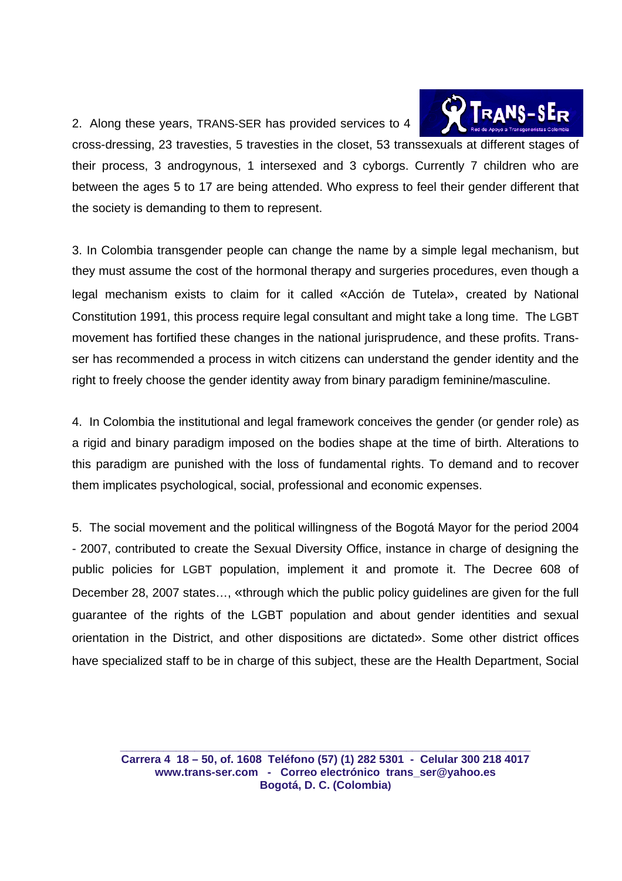2. Along these years, TRANS-SER has provided services to 4 cross-dressing, 23 travesties, 5 travesties in the closet, 53 transsexuals at different stages of their process, 3 androgynous, 1 intersexed and 3 cyborgs. Currently 7 children who are between the ages 5 to 17 are being attended. Who express to feel their gender different that the society is demanding to them to represent.

3. In Colombia transgender people can change the name by a simple legal mechanism, but they must assume the cost of the hormonal therapy and surgeries procedures, even though a legal mechanism exists to claim for it called «Acción de Tutela», created by National Constitution 1991, this process require legal consultant and might take a long time. The LGBT movement has fortified these changes in the national jurisprudence, and these profits. Trans-ser has recommended a process in witch citizens can understand the gender identity and the right to freely choose the gender identity away from binary paradigm feminine/masculine.

4. In Colombia the institutional and legal framework conceives the gender (or gender role) as a rigid and binary paradigm imposed on the bodies shape at the time of birth. Alterations to this paradigm are punished with the loss of fundamental rights. To demand and to recover them implicates psychological, social, professional and economic expenses.

5. The social movement and the political willingness of the Bogotá Mayor for the period 2004 - 2007, contributed to create the Sexual Diversity Office, instance in charge of designing the public policies for LGBT population, implement it and promote it. The Decree 608 of December 28, 2007 states…, «through which the public policy guidelines are given for the full guarantee of the rights of the LGBT population and about gender identities and sexual orientation in the District, and other dispositions are dictated». Some other district offices have specialized staff to be in charge of this subject, these are the Health Department, Social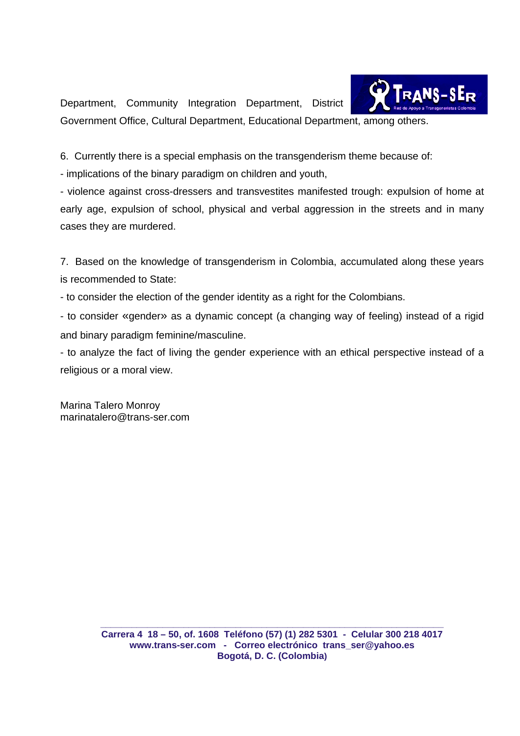Department, Community Integration Department, District Government Office, Cultural Department, Educational Department, among others.

6. Currently there is a special emphasis on the transgenderism theme because of:

- implications of the binary paradigm on children and youth,
- violence against cross-dressers and transvestites manifested trough: expulsion of home at early age, expulsion of school, physical and verbal aggression in the streets and in many cases they are murdered.

7. Based on the knowledge of transgenderism in Colombia, accumulated along these years is recommended to State:

- to consider the election of the gender identity as a right for the Colombians.
- to consider «gender» as a dynamic concept (a changing way of feeling) instead of a rigid and binary paradigm feminine/masculine.
- to analyze the fact of living the gender experience with an ethical perspective instead of a religious or a moral view.

Marina Talero Monroy
marinatalero@trans-ser.com